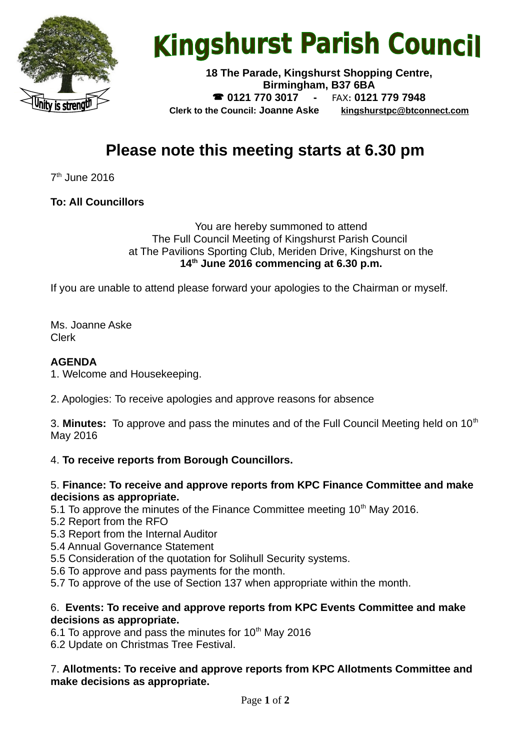# Kingshurst Parish Council

**18 The Parade, Kingshurst Shopping Centre,**
**Birmingham, B37 6BA**
**☎ 0121 770 3017 -** FAX**: 0121 779 7948**
**Clerk to the Council: Joanne Aske** **kingshurstpc@btconnect.com**

## Please note this meeting starts at 6.30 pm

7th June 2016

**To: All Councillors**

You are hereby summoned to attend
The Full Council Meeting of Kingshurst Parish Council
at The Pavilions Sporting Club, Meriden Drive, Kingshurst on the
**14th June 2016 commencing at 6.30 p.m.**

If you are unable to attend please forward your apologies to the Chairman or myself.

Ms. Joanne Aske
Clerk

**AGENDA**

1. Welcome and Housekeeping.

2. Apologies: To receive apologies and approve reasons for absence

3. **Minutes:** To approve and pass the minutes and of the Full Council Meeting held on 10th May 2016

4. **To receive reports from Borough Councillors.**

5. **Finance: To receive and approve reports from KPC Finance Committee and make decisions as appropriate.**
5.1 To approve the minutes of the Finance Committee meeting 10th May 2016.
5.2 Report from the RFO
5.3 Report from the Internal Auditor
5.4 Annual Governance Statement
5.5 Consideration of the quotation for Solihull Security systems.
5.6 To approve and pass payments for the month.
5.7 To approve of the use of Section 137 when appropriate within the month.

6. **Events: To receive and approve reports from KPC Events Committee and make decisions as appropriate.**
6.1 To approve and pass the minutes for 10th May 2016
6.2 Update on Christmas Tree Festival.

7. **Allotments: To receive and approve reports from KPC Allotments Committee and make decisions as appropriate.**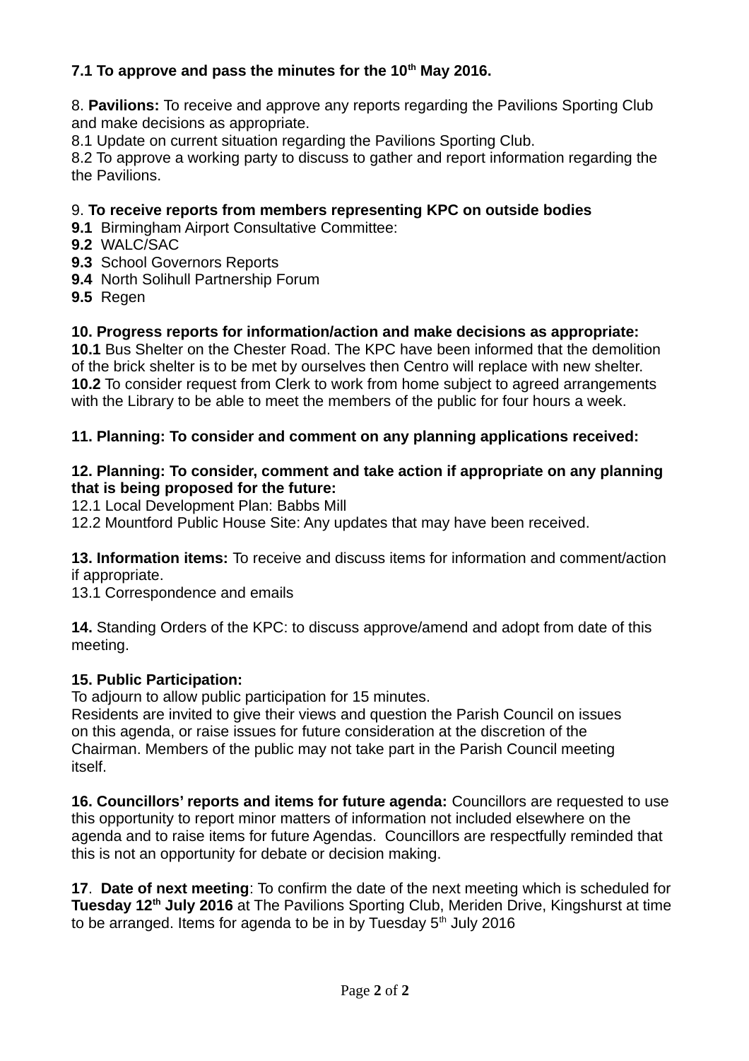**7.1 To approve and pass the minutes for the 10th May 2016.**

8. **Pavilions:** To receive and approve any reports regarding the Pavilions Sporting Club and make decisions as appropriate.

8.1 Update on current situation regarding the Pavilions Sporting Club.

8.2 To approve a working party to discuss to gather and report information regarding the the Pavilions.

9. **To receive reports from members representing KPC on outside bodies**

**9.1** Birmingham Airport Consultative Committee:

**9.2** WALC/SAC

**9.3** School Governors Reports

**9.4** North Solihull Partnership Forum

**9.5** Regen

**10. Progress reports for information/action and make decisions as appropriate:**

**10.1** Bus Shelter on the Chester Road. The KPC have been informed that the demolition of the brick shelter is to be met by ourselves then Centro will replace with new shelter.

**10.2** To consider request from Clerk to work from home subject to agreed arrangements with the Library to be able to meet the members of the public for four hours a week.

**11. Planning: To consider and comment on any planning applications received:**

**12. Planning: To consider, comment and take action if appropriate on any planning that is being proposed for the future:**

12.1 Local Development Plan: Babbs Mill

12.2 Mountford Public House Site: Any updates that may have been received.

**13. Information items:** To receive and discuss items for information and comment/action if appropriate.

13.1 Correspondence and emails

**14.** Standing Orders of the KPC: to discuss approve/amend and adopt from date of this meeting.

**15. Public Participation:**

To adjourn to allow public participation for 15 minutes.

Residents are invited to give their views and question the Parish Council on issues on this agenda, or raise issues for future consideration at the discretion of the Chairman. Members of the public may not take part in the Parish Council meeting itself.

**16. Councillors' reports and items for future agenda:** Councillors are requested to use this opportunity to report minor matters of information not included elsewhere on the agenda and to raise items for future Agendas. Councillors are respectfully reminded that this is not an opportunity for debate or decision making.

**17**. **Date of next meeting**: To confirm the date of the next meeting which is scheduled for **Tuesday 12th July 2016** at The Pavilions Sporting Club, Meriden Drive, Kingshurst at time to be arranged. Items for agenda to be in by Tuesday 5th July 2016